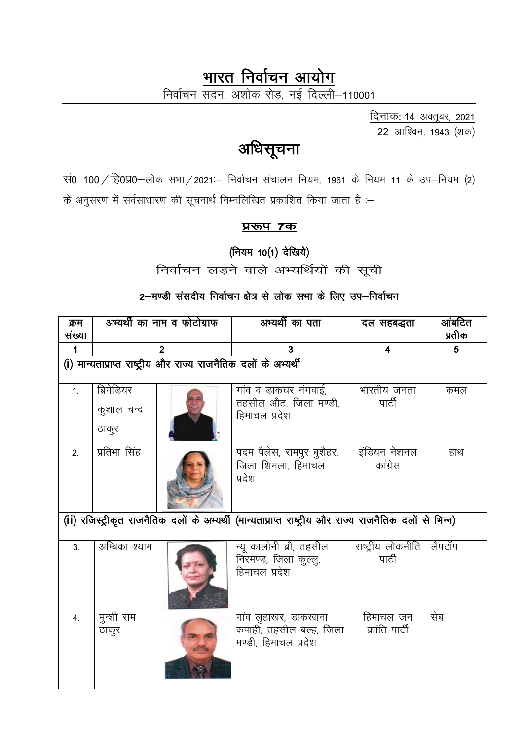# भारत निर्वाचन आयोग

निर्वाचन सदन, अशोक रोड, नई दिल्ली–110001

दिनांक: 14 अक्तूबर, 2021
22 आश्विन, 1943 (शक)

## अधिसूचना

सं0 100/हि0प्र0–लोक सभा/2021:– निर्वाचन संचालन नियम, 1961 के नियम 11 के उप–नियम (2) के अनुसरण में सर्वसाधारण की सूचनार्थ निम्नलिखित प्रकाशित किया जाता है :–

### प्ररूप 7क

**(नियम 10(1) देखिये)**

निर्वाचन लड़ने वाले अभ्यर्थियों की सूची

**2–मण्डी संसदीय निर्वाचन क्षेत्र से लोक सभा के लिए उप–निर्वाचन**

| क्रम संख्या | अभ्यर्थी का नाम व फोटोग्राफ | | अभ्यर्थी का पता | दल सहबद्धता | आंबटित प्रतीक |
|---|---|---|---|---|---|
| 1 | 2 | | 3 | 4 | 5 |
| **(i) मान्यताप्राप्त राष्ट्रीय और राज्य राजनैतिक दलों के अभ्यर्थी** | | | | | |
| 1. | ब्रिगेडियर कुशाल चन्द ठाकुर | | गांव व डाकघर नंगवाई, तहसील औट, जिला मण्डी, हिमाचल प्रदेश | भारतीय जनता पार्टी | कमल |
| 2. | प्रतिभा सिंह | | पदम पैलेस, रामपुर बुशैहर, जिला शिमला, हिमाचल प्रदेश | इंडियन नेशनल कांग्रेस | हाथ |
| **(ii) रजिस्ट्रीकृत राजनैतिक दलों के अभ्यर्थी (मान्यताप्राप्त राष्ट्रीय और राज्य राजनैतिक दलों से भिन्न)** | | | | | |
| 3. | अम्बिका श्याम | | न्यू कालोनी ब्रौ, तहसील निरमण्ड, जिला कुल्लु, हिमाचल प्रदेश | राष्ट्रीय लोकनीति पार्टी | लैपटॉप |
| 4. | मुन्शी राम ठाकुर | | गांव लुहाखर, डाकखाना कपाही, तहसील बल्ह, जिला मण्डी, हिमाचल प्रदेश | हिमाचल जन क्रांति पार्टी | सेब |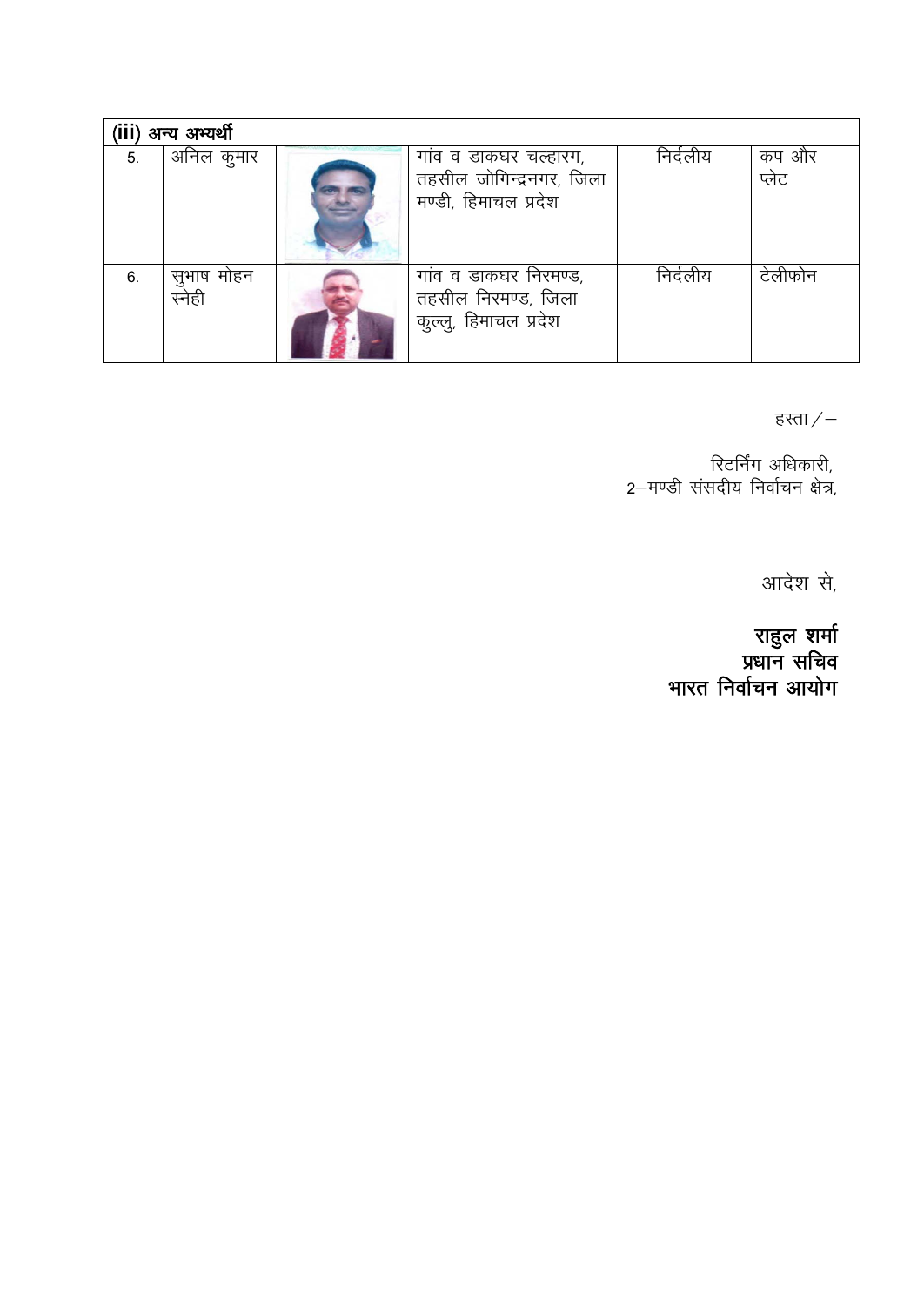| (iii) अन्य अभ्यर्थी | | | | | |
|---|---|---|---|---|---|
| 5. | अनिल कुमार | | गांव व डाकघर चल्हारग, तहसील जोगिन्द्रनगर, जिला मण्डी, हिमाचल प्रदेश | निर्दलीय | कप और प्लेट |
| 6. | सुभाष मोहन स्नेही | | गांव व डाकघर निरमण्ड, तहसील निरमण्ड, जिला कुल्लु, हिमाचल प्रदेश | निर्दलीय | टेलीफोन |

हस्ता/–

रिटर्निंग अधिकारी,
2–मण्डी संसदीय निर्वाचन क्षेत्र,

आदेश से,

**राहुल शर्मा**
**प्रधान सचिव**
**भारत निर्वाचन आयोग**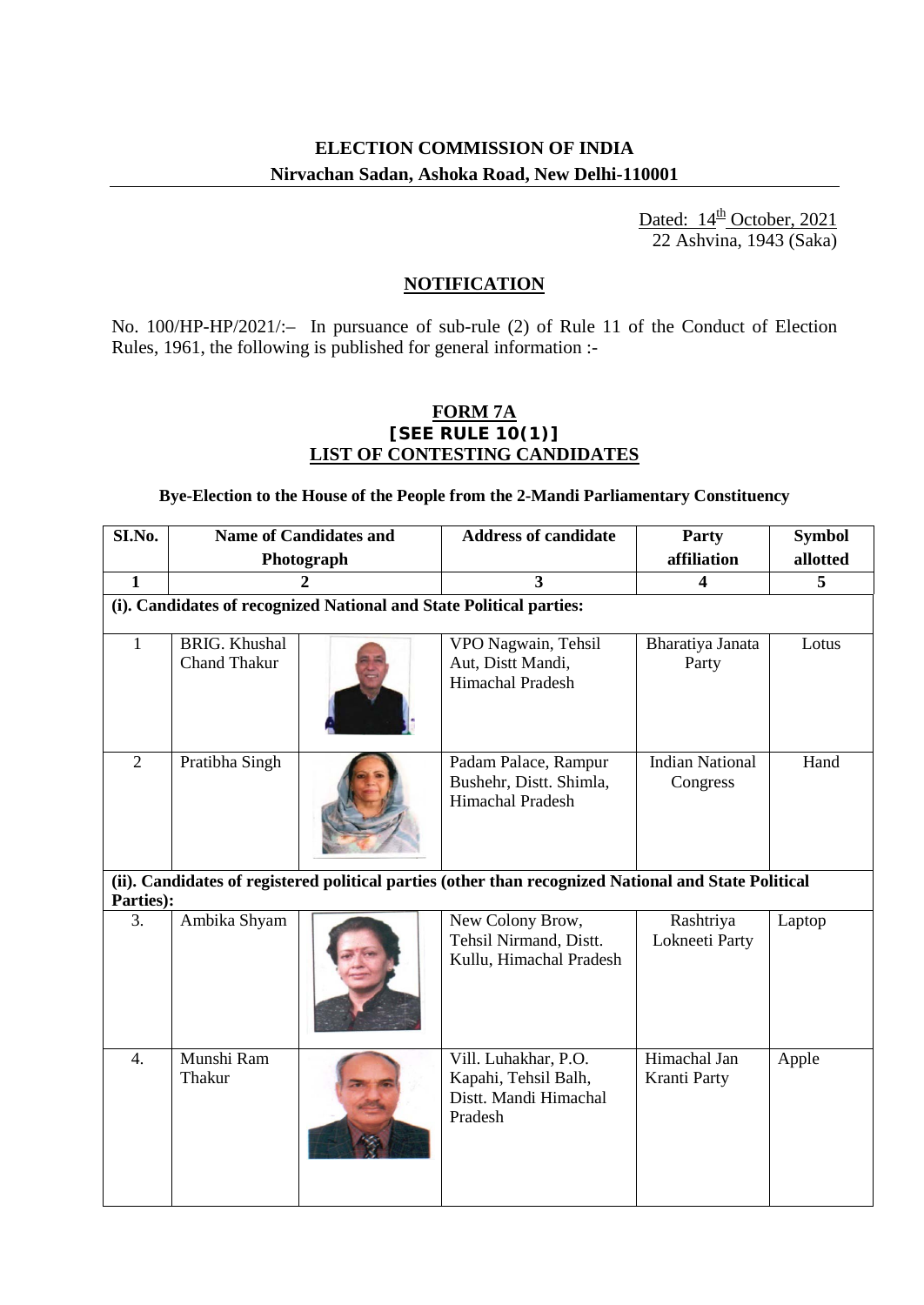## ELECTION COMMISSION OF INDIA

**Nirvachan Sadan, Ashoka Road, New Delhi-110001**

Dated: 14th October, 2021
22 Ashvina, 1943 (Saka)

**NOTIFICATION**

No. 100/HP-HP/2021/:– In pursuance of sub-rule (2) of Rule 11 of the Conduct of Election Rules, 1961, the following is published for general information :-

**FORM 7A**
**[SEE RULE 10(1)]**
**LIST OF CONTESTING CANDIDATES**

**Bye-Election to the House of the People from the 2-Mandi Parliamentary Constituency**

| SI.No. | Name of Candidates and Photograph | | Address of candidate | Party affiliation | Symbol allotted |
|---|---|---|---|---|---|
| 1 | 2 | | 3 | 4 | 5 |
| **(i). Candidates of recognized National and State Political parties:** | | | | | |
| 1 | BRIG. Khushal Chand Thakur | | VPO Nagwain, Tehsil Aut, Distt Mandi, Himachal Pradesh | Bharatiya Janata Party | Lotus |
| 2 | Pratibha Singh | | Padam Palace, Rampur Bushehr, Distt. Shimla, Himachal Pradesh | Indian National Congress | Hand |
| **(ii). Candidates of registered political parties (other than recognized National and State Political Parties):** | | | | | |
| 3. | Ambika Shyam | | New Colony Brow, Tehsil Nirmand, Distt. Kullu, Himachal Pradesh | Rashtriya Lokneeti Party | Laptop |
| 4. | Munshi Ram Thakur | | Vill. Luhakhar, P.O. Kapahi, Tehsil Balh, Distt. Mandi Himachal Pradesh | Himachal Jan Kranti Party | Apple |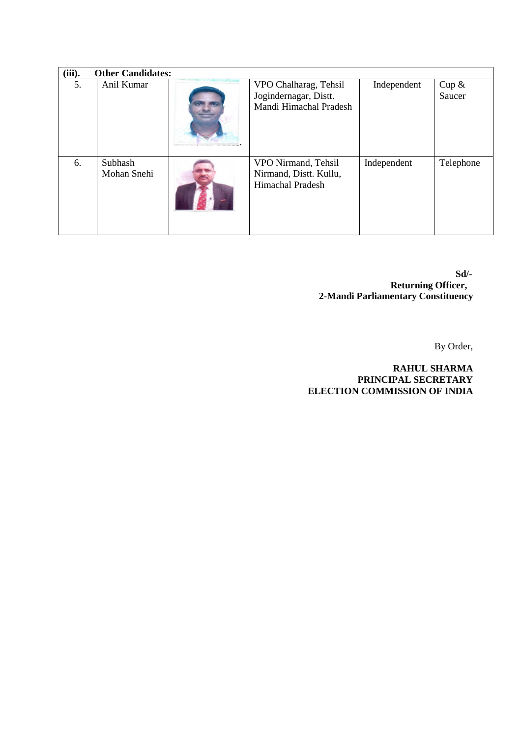| (iii). | Other Candidates: | | | | |
|---|---|---|---|---|---|
| 5. | Anil Kumar | | VPO Chalharag, Tehsil Jogindernagar, Distt. Mandi Himachal Pradesh | Independent | Cup & Saucer |
| 6. | Subhash Mohan Snehi | | VPO Nirmand, Tehsil Nirmand, Distt. Kullu, Himachal Pradesh | Independent | Telephone |

**Sd/-**
**Returning Officer,**
**2-Mandi Parliamentary Constituency**

By Order,

**RAHUL SHARMA**
**PRINCIPAL SECRETARY**
**ELECTION COMMISSION OF INDIA**